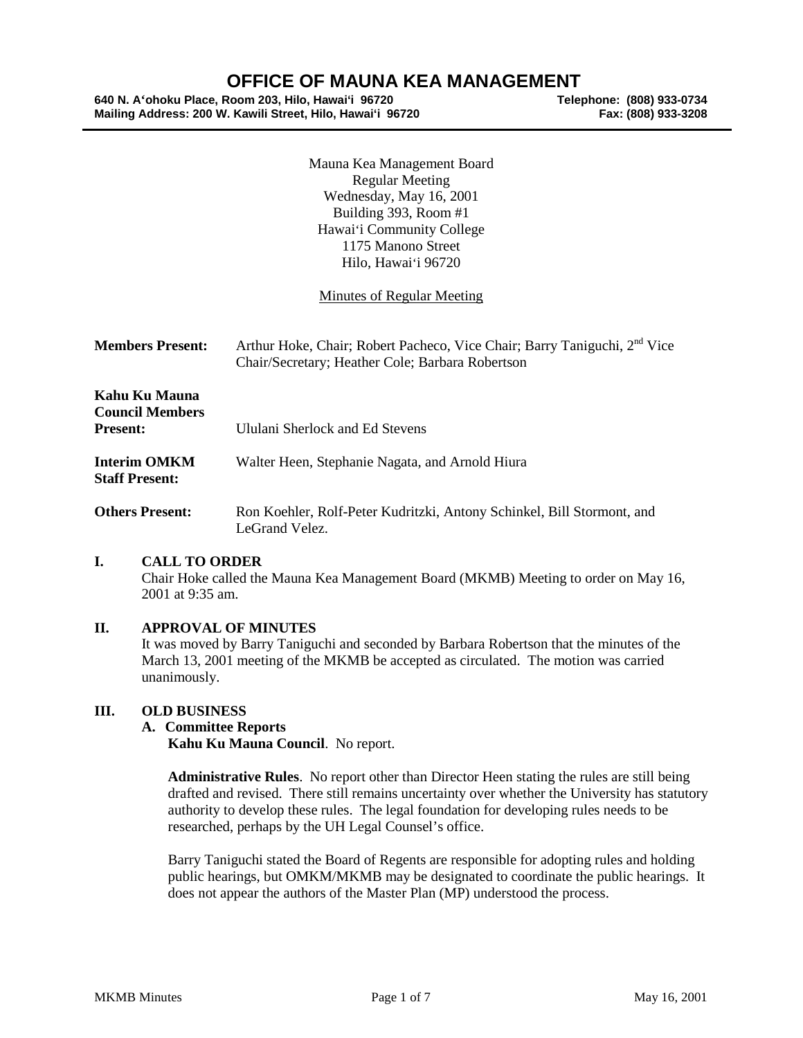# OFFICE OF MAUNA KEA MANAGEMENT

**640 N. Aʻohoku Place, Room 203, Hilo, Hawaiʻi 96720** **Telephone: (808) 933-0734**
**Mailing Address: 200 W. Kawili Street, Hilo, Hawaiʻi 96720** **Fax: (808) 933-3208**

Mauna Kea Management Board
Regular Meeting
Wednesday, May 16, 2001
Building 393, Room #1
Hawaiʻi Community College
1175 Manono Street
Hilo, Hawaiʻi 96720

Minutes of Regular Meeting

**Members Present:** Arthur Hoke, Chair; Robert Pacheco, Vice Chair; Barry Taniguchi, 2nd Vice Chair/Secretary; Heather Cole; Barbara Robertson

**Kahu Ku Mauna Council Members Present:** Ululani Sherlock and Ed Stevens

**Interim OMKM Staff Present:** Walter Heen, Stephanie Nagata, and Arnold Hiura

**Others Present:** Ron Koehler, Rolf-Peter Kudritzki, Antony Schinkel, Bill Stormont, and LeGrand Velez.

## I. CALL TO ORDER

Chair Hoke called the Mauna Kea Management Board (MKMB) Meeting to order on May 16, 2001 at 9:35 am.

## II. APPROVAL OF MINUTES

It was moved by Barry Taniguchi and seconded by Barbara Robertson that the minutes of the March 13, 2001 meeting of the MKMB be accepted as circulated. The motion was carried unanimously.

## III. OLD BUSINESS

### A. Committee Reports

**Kahu Ku Mauna Council**. No report.

**Administrative Rules**. No report other than Director Heen stating the rules are still being drafted and revised. There still remains uncertainty over whether the University has statutory authority to develop these rules. The legal foundation for developing rules needs to be researched, perhaps by the UH Legal Counsel's office.

Barry Taniguchi stated the Board of Regents are responsible for adopting rules and holding public hearings, but OMKM/MKMB may be designated to coordinate the public hearings. It does not appear the authors of the Master Plan (MP) understood the process.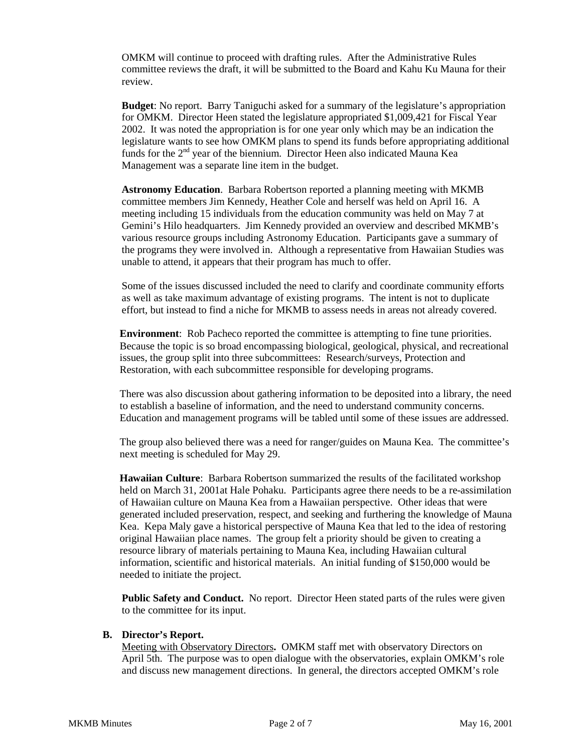OMKM will continue to proceed with drafting rules. After the Administrative Rules committee reviews the draft, it will be submitted to the Board and Kahu Ku Mauna for their review.

**Budget**: No report. Barry Taniguchi asked for a summary of the legislature's appropriation for OMKM. Director Heen stated the legislature appropriated $1,009,421 for Fiscal Year 2002. It was noted the appropriation is for one year only which may be an indication the legislature wants to see how OMKM plans to spend its funds before appropriating additional funds for the 2nd year of the biennium. Director Heen also indicated Mauna Kea Management was a separate line item in the budget.

**Astronomy Education**. Barbara Robertson reported a planning meeting with MKMB committee members Jim Kennedy, Heather Cole and herself was held on April 16. A meeting including 15 individuals from the education community was held on May 7 at Gemini's Hilo headquarters. Jim Kennedy provided an overview and described MKMB's various resource groups including Astronomy Education. Participants gave a summary of the programs they were involved in. Although a representative from Hawaiian Studies was unable to attend, it appears that their program has much to offer.

Some of the issues discussed included the need to clarify and coordinate community efforts as well as take maximum advantage of existing programs. The intent is not to duplicate effort, but instead to find a niche for MKMB to assess needs in areas not already covered.

**Environment**: Rob Pacheco reported the committee is attempting to fine tune priorities. Because the topic is so broad encompassing biological, geological, physical, and recreational issues, the group split into three subcommittees: Research/surveys, Protection and Restoration, with each subcommittee responsible for developing programs.

There was also discussion about gathering information to be deposited into a library, the need to establish a baseline of information, and the need to understand community concerns. Education and management programs will be tabled until some of these issues are addressed.

The group also believed there was a need for ranger/guides on Mauna Kea. The committee's next meeting is scheduled for May 29.

**Hawaiian Culture**: Barbara Robertson summarized the results of the facilitated workshop held on March 31, 2001at Hale Pohaku. Participants agree there needs to be a re-assimilation of Hawaiian culture on Mauna Kea from a Hawaiian perspective. Other ideas that were generated included preservation, respect, and seeking and furthering the knowledge of Mauna Kea. Kepa Maly gave a historical perspective of Mauna Kea that led to the idea of restoring original Hawaiian place names. The group felt a priority should be given to creating a resource library of materials pertaining to Mauna Kea, including Hawaiian cultural information, scientific and historical materials. An initial funding of $150,000 would be needed to initiate the project.

**Public Safety and Conduct.** No report. Director Heen stated parts of the rules were given to the committee for its input.

**B. Director's Report.**

Meeting with Observatory Directors**.** OMKM staff met with observatory Directors on April 5th. The purpose was to open dialogue with the observatories, explain OMKM's role and discuss new management directions. In general, the directors accepted OMKM's role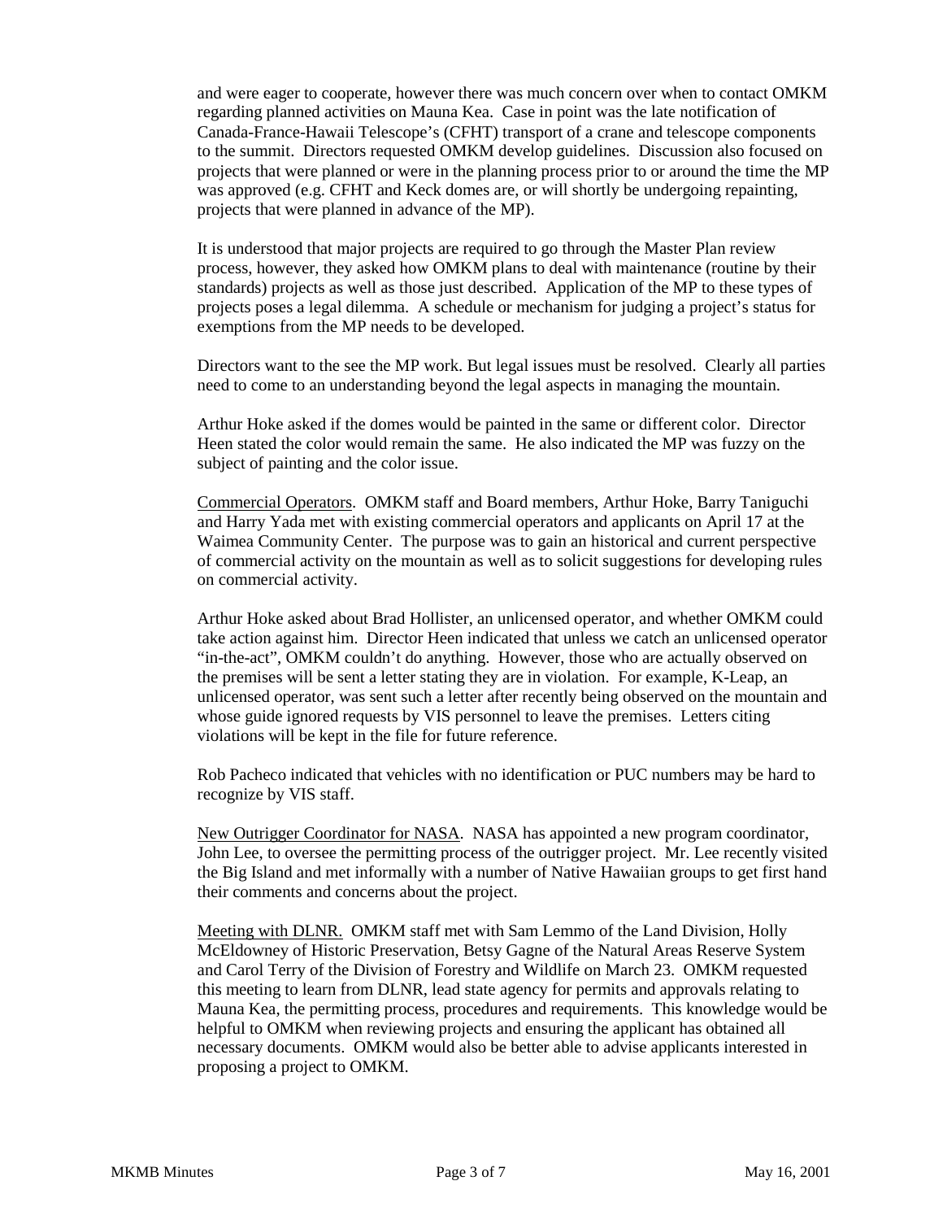and were eager to cooperate, however there was much concern over when to contact OMKM regarding planned activities on Mauna Kea. Case in point was the late notification of Canada-France-Hawaii Telescope's (CFHT) transport of a crane and telescope components to the summit. Directors requested OMKM develop guidelines. Discussion also focused on projects that were planned or were in the planning process prior to or around the time the MP was approved (e.g. CFHT and Keck domes are, or will shortly be undergoing repainting, projects that were planned in advance of the MP).

It is understood that major projects are required to go through the Master Plan review process, however, they asked how OMKM plans to deal with maintenance (routine by their standards) projects as well as those just described. Application of the MP to these types of projects poses a legal dilemma. A schedule or mechanism for judging a project's status for exemptions from the MP needs to be developed.

Directors want to the see the MP work. But legal issues must be resolved. Clearly all parties need to come to an understanding beyond the legal aspects in managing the mountain.

Arthur Hoke asked if the domes would be painted in the same or different color. Director Heen stated the color would remain the same. He also indicated the MP was fuzzy on the subject of painting and the color issue.

Commercial Operators. OMKM staff and Board members, Arthur Hoke, Barry Taniguchi and Harry Yada met with existing commercial operators and applicants on April 17 at the Waimea Community Center. The purpose was to gain an historical and current perspective of commercial activity on the mountain as well as to solicit suggestions for developing rules on commercial activity.

Arthur Hoke asked about Brad Hollister, an unlicensed operator, and whether OMKM could take action against him. Director Heen indicated that unless we catch an unlicensed operator "in-the-act", OMKM couldn't do anything. However, those who are actually observed on the premises will be sent a letter stating they are in violation. For example, K-Leap, an unlicensed operator, was sent such a letter after recently being observed on the mountain and whose guide ignored requests by VIS personnel to leave the premises. Letters citing violations will be kept in the file for future reference.

Rob Pacheco indicated that vehicles with no identification or PUC numbers may be hard to recognize by VIS staff.

New Outrigger Coordinator for NASA. NASA has appointed a new program coordinator, John Lee, to oversee the permitting process of the outrigger project. Mr. Lee recently visited the Big Island and met informally with a number of Native Hawaiian groups to get first hand their comments and concerns about the project.

Meeting with DLNR. OMKM staff met with Sam Lemmo of the Land Division, Holly McEldowney of Historic Preservation, Betsy Gagne of the Natural Areas Reserve System and Carol Terry of the Division of Forestry and Wildlife on March 23. OMKM requested this meeting to learn from DLNR, lead state agency for permits and approvals relating to Mauna Kea, the permitting process, procedures and requirements. This knowledge would be helpful to OMKM when reviewing projects and ensuring the applicant has obtained all necessary documents. OMKM would also be better able to advise applicants interested in proposing a project to OMKM.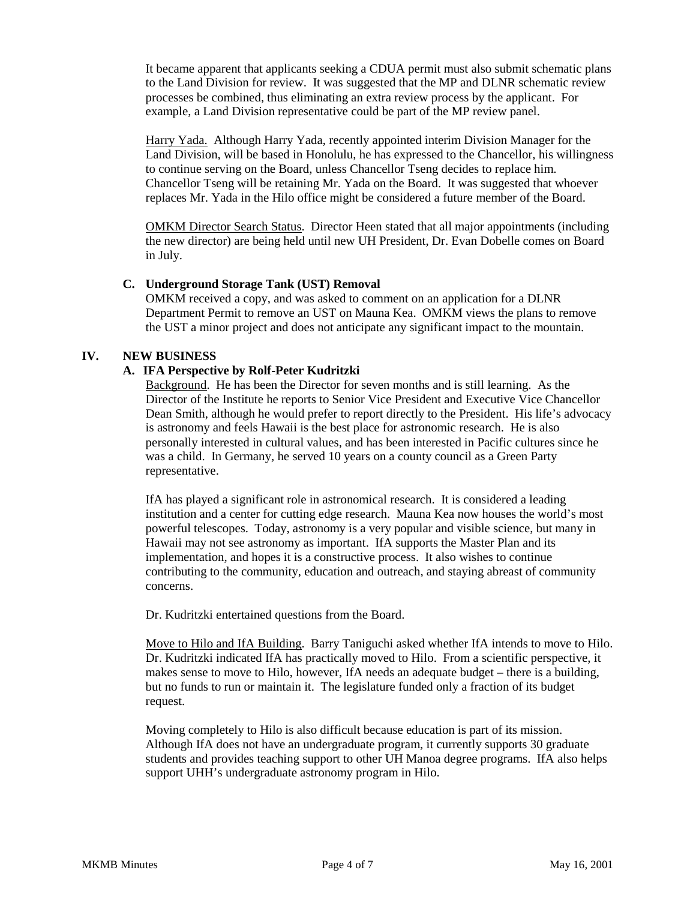It became apparent that applicants seeking a CDUA permit must also submit schematic plans to the Land Division for review. It was suggested that the MP and DLNR schematic review processes be combined, thus eliminating an extra review process by the applicant. For example, a Land Division representative could be part of the MP review panel.

Harry Yada. Although Harry Yada, recently appointed interim Division Manager for the Land Division, will be based in Honolulu, he has expressed to the Chancellor, his willingness to continue serving on the Board, unless Chancellor Tseng decides to replace him. Chancellor Tseng will be retaining Mr. Yada on the Board. It was suggested that whoever replaces Mr. Yada in the Hilo office might be considered a future member of the Board.

OMKM Director Search Status. Director Heen stated that all major appointments (including the new director) are being held until new UH President, Dr. Evan Dobelle comes on Board in July.

### C. Underground Storage Tank (UST) Removal

OMKM received a copy, and was asked to comment on an application for a DLNR Department Permit to remove an UST on Mauna Kea. OMKM views the plans to remove the UST a minor project and does not anticipate any significant impact to the mountain.

## IV. NEW BUSINESS

### A. IFA Perspective by Rolf-Peter Kudritzki

Background. He has been the Director for seven months and is still learning. As the Director of the Institute he reports to Senior Vice President and Executive Vice Chancellor Dean Smith, although he would prefer to report directly to the President. His life's advocacy is astronomy and feels Hawaii is the best place for astronomic research. He is also personally interested in cultural values, and has been interested in Pacific cultures since he was a child. In Germany, he served 10 years on a county council as a Green Party representative.

IfA has played a significant role in astronomical research. It is considered a leading institution and a center for cutting edge research. Mauna Kea now houses the world's most powerful telescopes. Today, astronomy is a very popular and visible science, but many in Hawaii may not see astronomy as important. IfA supports the Master Plan and its implementation, and hopes it is a constructive process. It also wishes to continue contributing to the community, education and outreach, and staying abreast of community concerns.

Dr. Kudritzki entertained questions from the Board.

Move to Hilo and IfA Building. Barry Taniguchi asked whether IfA intends to move to Hilo. Dr. Kudritzki indicated IfA has practically moved to Hilo. From a scientific perspective, it makes sense to move to Hilo, however, IfA needs an adequate budget – there is a building, but no funds to run or maintain it. The legislature funded only a fraction of its budget request.

Moving completely to Hilo is also difficult because education is part of its mission. Although IfA does not have an undergraduate program, it currently supports 30 graduate students and provides teaching support to other UH Manoa degree programs. IfA also helps support UHH's undergraduate astronomy program in Hilo.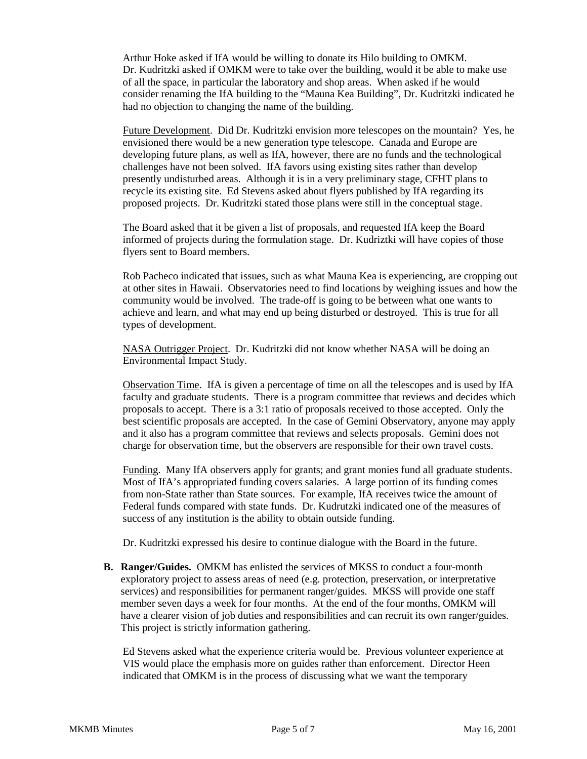Arthur Hoke asked if IfA would be willing to donate its Hilo building to OMKM. Dr. Kudritzki asked if OMKM were to take over the building, would it be able to make use of all the space, in particular the laboratory and shop areas. When asked if he would consider renaming the IfA building to the "Mauna Kea Building", Dr. Kudritzki indicated he had no objection to changing the name of the building.

Future Development. Did Dr. Kudritzki envision more telescopes on the mountain? Yes, he envisioned there would be a new generation type telescope. Canada and Europe are developing future plans, as well as IfA, however, there are no funds and the technological challenges have not been solved. IfA favors using existing sites rather than develop presently undisturbed areas. Although it is in a very preliminary stage, CFHT plans to recycle its existing site. Ed Stevens asked about flyers published by IfA regarding its proposed projects. Dr. Kudritzki stated those plans were still in the conceptual stage.

The Board asked that it be given a list of proposals, and requested IfA keep the Board informed of projects during the formulation stage. Dr. Kudriztki will have copies of those flyers sent to Board members.

Rob Pacheco indicated that issues, such as what Mauna Kea is experiencing, are cropping out at other sites in Hawaii. Observatories need to find locations by weighing issues and how the community would be involved. The trade-off is going to be between what one wants to achieve and learn, and what may end up being disturbed or destroyed. This is true for all types of development.

NASA Outrigger Project. Dr. Kudritzki did not know whether NASA will be doing an Environmental Impact Study.

Observation Time. IfA is given a percentage of time on all the telescopes and is used by IfA faculty and graduate students. There is a program committee that reviews and decides which proposals to accept. There is a 3:1 ratio of proposals received to those accepted. Only the best scientific proposals are accepted. In the case of Gemini Observatory, anyone may apply and it also has a program committee that reviews and selects proposals. Gemini does not charge for observation time, but the observers are responsible for their own travel costs.

Funding. Many IfA observers apply for grants; and grant monies fund all graduate students. Most of IfA's appropriated funding covers salaries. A large portion of its funding comes from non-State rather than State sources. For example, IfA receives twice the amount of Federal funds compared with state funds. Dr. Kudrutzki indicated one of the measures of success of any institution is the ability to obtain outside funding.

Dr. Kudritzki expressed his desire to continue dialogue with the Board in the future.

**B. Ranger/Guides.** OMKM has enlisted the services of MKSS to conduct a four-month exploratory project to assess areas of need (e.g. protection, preservation, or interpretative services) and responsibilities for permanent ranger/guides. MKSS will provide one staff member seven days a week for four months. At the end of the four months, OMKM will have a clearer vision of job duties and responsibilities and can recruit its own ranger/guides. This project is strictly information gathering.

Ed Stevens asked what the experience criteria would be. Previous volunteer experience at VIS would place the emphasis more on guides rather than enforcement. Director Heen indicated that OMKM is in the process of discussing what we want the temporary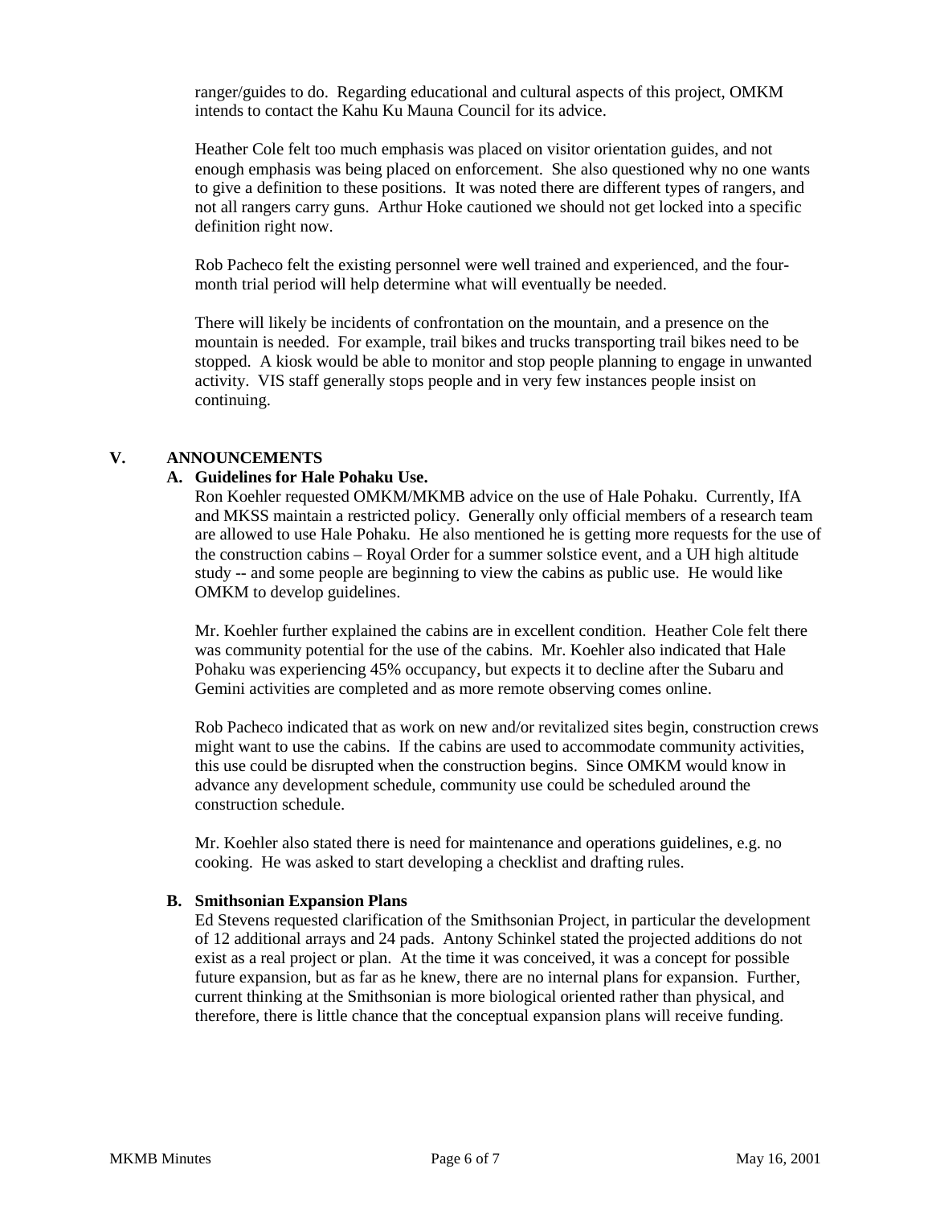ranger/guides to do. Regarding educational and cultural aspects of this project, OMKM intends to contact the Kahu Ku Mauna Council for its advice.

Heather Cole felt too much emphasis was placed on visitor orientation guides, and not enough emphasis was being placed on enforcement. She also questioned why no one wants to give a definition to these positions. It was noted there are different types of rangers, and not all rangers carry guns. Arthur Hoke cautioned we should not get locked into a specific definition right now.

Rob Pacheco felt the existing personnel were well trained and experienced, and the four-month trial period will help determine what will eventually be needed.

There will likely be incidents of confrontation on the mountain, and a presence on the mountain is needed. For example, trail bikes and trucks transporting trail bikes need to be stopped. A kiosk would be able to monitor and stop people planning to engage in unwanted activity. VIS staff generally stops people and in very few instances people insist on continuing.

## V. ANNOUNCEMENTS

### A. Guidelines for Hale Pohaku Use.

Ron Koehler requested OMKM/MKMB advice on the use of Hale Pohaku. Currently, IfA and MKSS maintain a restricted policy. Generally only official members of a research team are allowed to use Hale Pohaku. He also mentioned he is getting more requests for the use of the construction cabins – Royal Order for a summer solstice event, and a UH high altitude study -- and some people are beginning to view the cabins as public use. He would like OMKM to develop guidelines.

Mr. Koehler further explained the cabins are in excellent condition. Heather Cole felt there was community potential for the use of the cabins. Mr. Koehler also indicated that Hale Pohaku was experiencing 45% occupancy, but expects it to decline after the Subaru and Gemini activities are completed and as more remote observing comes online.

Rob Pacheco indicated that as work on new and/or revitalized sites begin, construction crews might want to use the cabins. If the cabins are used to accommodate community activities, this use could be disrupted when the construction begins. Since OMKM would know in advance any development schedule, community use could be scheduled around the construction schedule.

Mr. Koehler also stated there is need for maintenance and operations guidelines, e.g. no cooking. He was asked to start developing a checklist and drafting rules.

### B. Smithsonian Expansion Plans

Ed Stevens requested clarification of the Smithsonian Project, in particular the development of 12 additional arrays and 24 pads. Antony Schinkel stated the projected additions do not exist as a real project or plan. At the time it was conceived, it was a concept for possible future expansion, but as far as he knew, there are no internal plans for expansion. Further, current thinking at the Smithsonian is more biological oriented rather than physical, and therefore, there is little chance that the conceptual expansion plans will receive funding.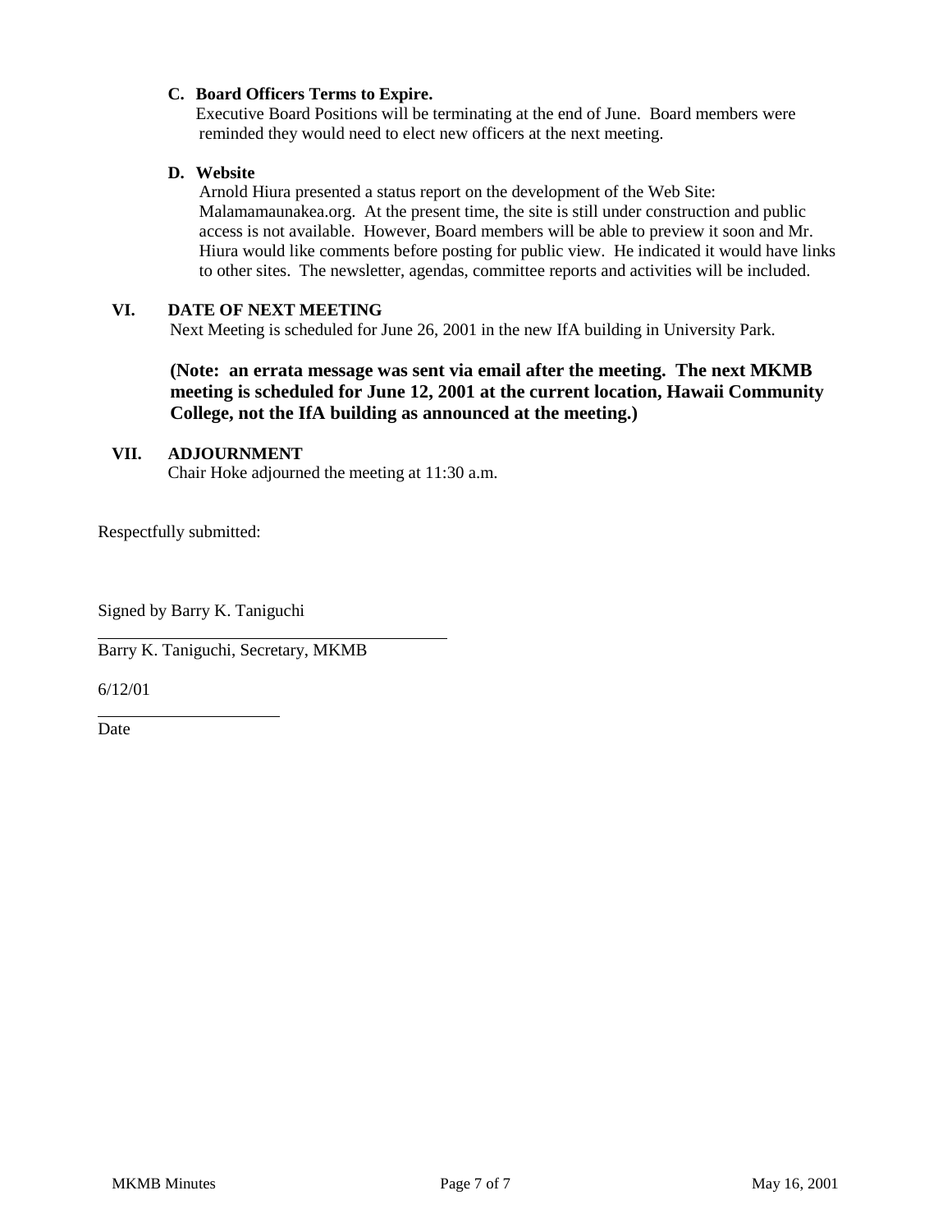**C. Board Officers Terms to Expire.**

Executive Board Positions will be terminating at the end of June. Board members were reminded they would need to elect new officers at the next meeting.

**D. Website**

Arnold Hiura presented a status report on the development of the Web Site: Malamamaunakea.org. At the present time, the site is still under construction and public access is not available. However, Board members will be able to preview it soon and Mr. Hiura would like comments before posting for public view. He indicated it would have links to other sites. The newsletter, agendas, committee reports and activities will be included.

## VI. DATE OF NEXT MEETING

Next Meeting is scheduled for June 26, 2001 in the new IfA building in University Park.

**(Note: an errata message was sent via email after the meeting. The next MKMB meeting is scheduled for June 12, 2001 at the current location, Hawaii Community College, not the IfA building as announced at the meeting.)**

## VII. ADJOURNMENT

Chair Hoke adjourned the meeting at 11:30 a.m.

Respectfully submitted:

Signed by Barry K. Taniguchi

Barry K. Taniguchi, Secretary, MKMB

6/12/01

Date